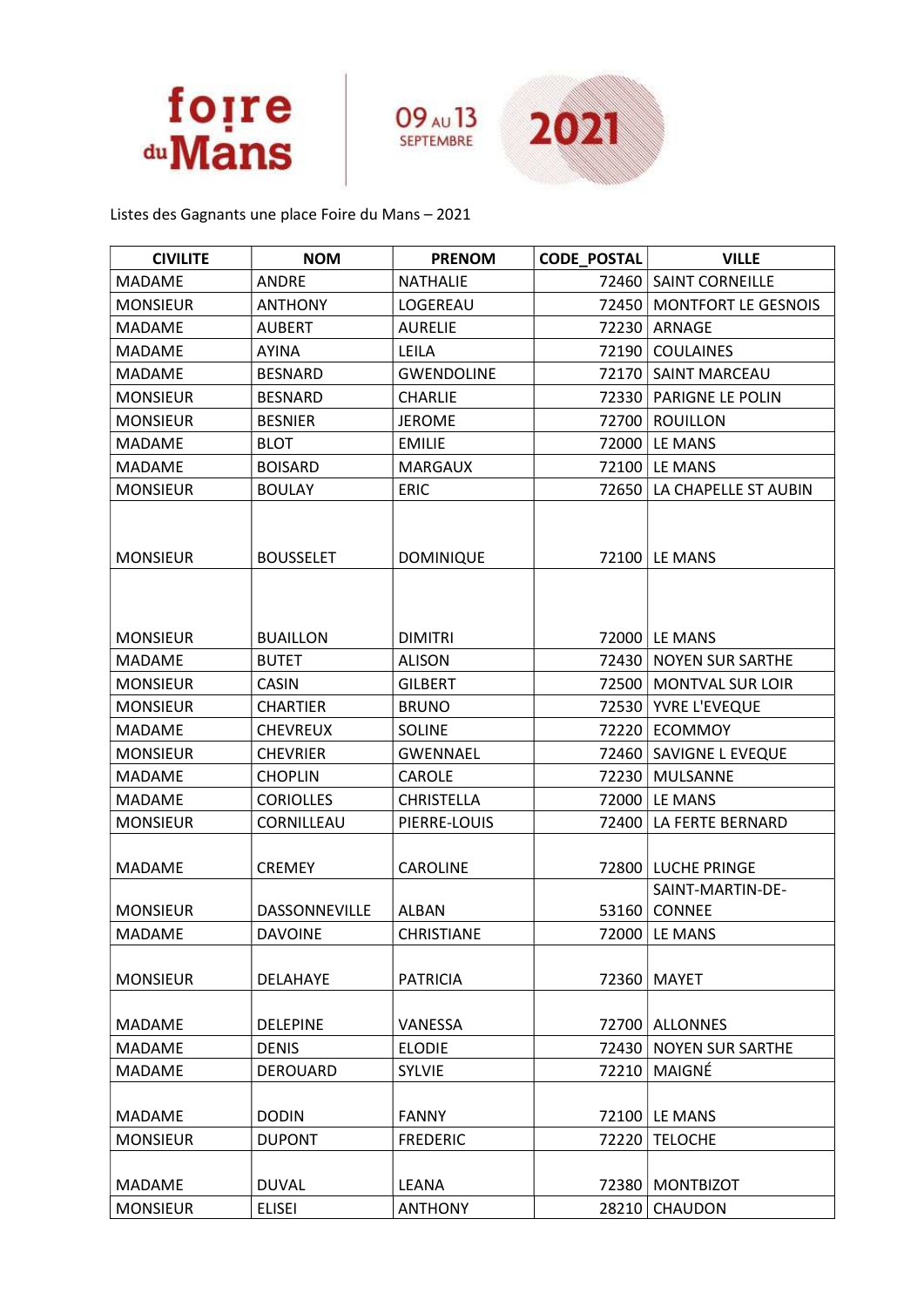foire du Mans — 09 AU 13 SEPTEMBRE 2021

Listes des Gagnants une place Foire du Mans – 2021

| CIVILITE | NOM | PRENOM | CODE_POSTAL | VILLE |
|---|---|---|---|---|
| MADAME | ANDRE | NATHALIE | 72460 | SAINT CORNEILLE |
| MONSIEUR | ANTHONY | LOGEREAU | 72450 | MONTFORT LE GESNOIS |
| MADAME | AUBERT | AURELIE | 72230 | ARNAGE |
| MADAME | AYINA | LEILA | 72190 | COULAINES |
| MADAME | BESNARD | GWENDOLINE | 72170 | SAINT MARCEAU |
| MONSIEUR | BESNARD | CHARLIE | 72330 | PARIGNE LE POLIN |
| MONSIEUR | BESNIER | JEROME | 72700 | ROUILLON |
| MADAME | BLOT | EMILIE | 72000 | LE MANS |
| MADAME | BOISARD | MARGAUX | 72100 | LE MANS |
| MONSIEUR | BOULAY | ERIC | 72650 | LA CHAPELLE ST AUBIN |
| MONSIEUR | BOUSSELET | DOMINIQUE | 72100 | LE MANS |
| MONSIEUR | BUAILLON | DIMITRI | 72000 | LE MANS |
| MADAME | BUTET | ALISON | 72430 | NOYEN SUR SARTHE |
| MONSIEUR | CASIN | GILBERT | 72500 | MONTVAL SUR LOIR |
| MONSIEUR | CHARTIER | BRUNO | 72530 | YVRE L'EVEQUE |
| MADAME | CHEVREUX | SOLINE | 72220 | ECOMMOY |
| MONSIEUR | CHEVRIER | GWENNAEL | 72460 | SAVIGNE L EVEQUE |
| MADAME | CHOPLIN | CAROLE | 72230 | MULSANNE |
| MADAME | CORIOLLES | CHRISTELLA | 72000 | LE MANS |
| MONSIEUR | CORNILLEAU | PIERRE-LOUIS | 72400 | LA FERTE BERNARD |
| MADAME | CREMEY | CAROLINE | 72800 | LUCHE PRINGE |
| MONSIEUR | DASSONNEVILLE | ALBAN | 53160 | SAINT-MARTIN-DE-CONNEE |
| MADAME | DAVOINE | CHRISTIANE | 72000 | LE MANS |
| MONSIEUR | DELAHAYE | PATRICIA | 72360 | MAYET |
| MADAME | DELEPINE | VANESSA | 72700 | ALLONNES |
| MADAME | DENIS | ELODIE | 72430 | NOYEN SUR SARTHE |
| MADAME | DEROUARD | SYLVIE | 72210 | MAIGNÉ |
| MADAME | DODIN | FANNY | 72100 | LE MANS |
| MONSIEUR | DUPONT | FREDERIC | 72220 | TELOCHE |
| MADAME | DUVAL | LEANA | 72380 | MONTBIZOT |
| MONSIEUR | ELISEI | ANTHONY | 28210 | CHAUDON |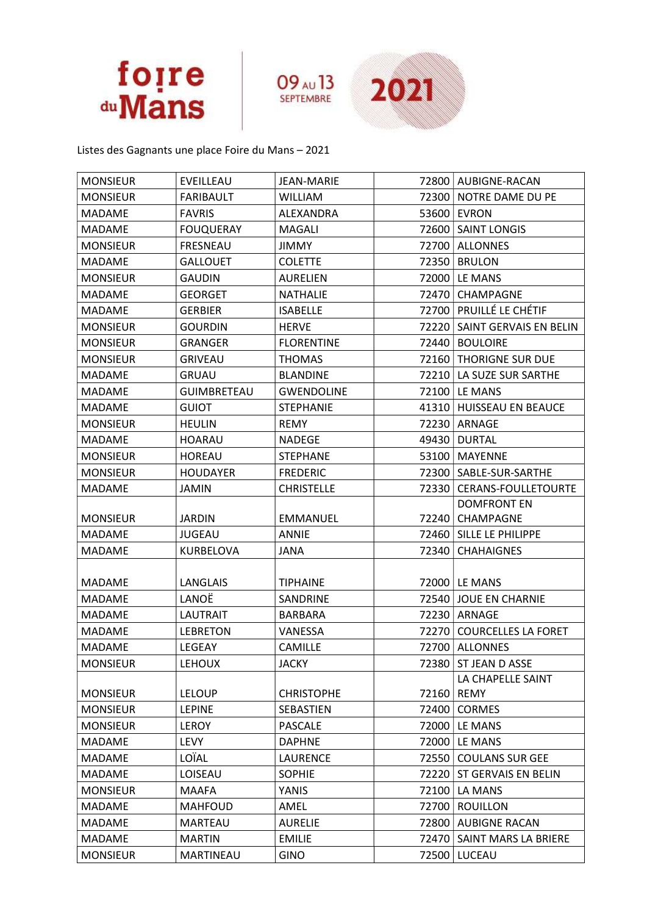foire du Mans — 09 AU 13 SEPTEMBRE 2021

Listes des Gagnants une place Foire du Mans – 2021

| | | | | |
|---|---|---|---|---|
| MONSIEUR | EVEILLEAU | JEAN-MARIE | 72800 | AUBIGNE-RACAN |
| MONSIEUR | FARIBAULT | WILLIAM | 72300 | NOTRE DAME DU PE |
| MADAME | FAVRIS | ALEXANDRA | 53600 | EVRON |
| MADAME | FOUQUERAY | MAGALI | 72600 | SAINT LONGIS |
| MONSIEUR | FRESNEAU | JIMMY | 72700 | ALLONNES |
| MADAME | GALLOUET | COLETTE | 72350 | BRULON |
| MONSIEUR | GAUDIN | AURELIEN | 72000 | LE MANS |
| MADAME | GEORGET | NATHALIE | 72470 | CHAMPAGNE |
| MADAME | GERBIER | ISABELLE | 72700 | PRUILLÉ LE CHÉTIF |
| MONSIEUR | GOURDIN | HERVE | 72220 | SAINT GERVAIS EN BELIN |
| MONSIEUR | GRANGER | FLORENTINE | 72440 | BOULOIRE |
| MONSIEUR | GRIVEAU | THOMAS | 72160 | THORIGNE SUR DUE |
| MADAME | GRUAU | BLANDINE | 72210 | LA SUZE SUR SARTHE |
| MADAME | GUIMBRETEAU | GWENDOLINE | 72100 | LE MANS |
| MADAME | GUIOT | STEPHANIE | 41310 | HUISSEAU EN BEAUCE |
| MONSIEUR | HEULIN | REMY | 72230 | ARNAGE |
| MADAME | HOARAU | NADEGE | 49430 | DURTAL |
| MONSIEUR | HOREAU | STEPHANE | 53100 | MAYENNE |
| MONSIEUR | HOUDAYER | FREDERIC | 72300 | SABLE-SUR-SARTHE |
| MADAME | JAMIN | CHRISTELLE | 72330 | CERANS-FOULLETOURTE |
| MONSIEUR | JARDIN | EMMANUEL | 72240 | DOMFRONT EN CHAMPAGNE |
| MADAME | JUGEAU | ANNIE | 72460 | SILLE LE PHILIPPE |
| MADAME | KURBELOVA | JANA | 72340 | CHAHAIGNES |
| MADAME | LANGLAIS | TIPHAINE | 72000 | LE MANS |
| MADAME | LANOË | SANDRINE | 72540 | JOUE EN CHARNIE |
| MADAME | LAUTRAIT | BARBARA | 72230 | ARNAGE |
| MADAME | LEBRETON | VANESSA | 72270 | COURCELLES LA FORET |
| MADAME | LEGEAY | CAMILLE | 72700 | ALLONNES |
| MONSIEUR | LEHOUX | JACKY | 72380 | ST JEAN D ASSE |
| MONSIEUR | LELOUP | CHRISTOPHE | 72160 | LA CHAPELLE SAINT REMY |
| MONSIEUR | LEPINE | SEBASTIEN | 72400 | CORMES |
| MONSIEUR | LEROY | PASCALE | 72000 | LE MANS |
| MADAME | LEVY | DAPHNE | 72000 | LE MANS |
| MADAME | LOÏAL | LAURENCE | 72550 | COULANS SUR GEE |
| MADAME | LOISEAU | SOPHIE | 72220 | ST GERVAIS EN BELIN |
| MONSIEUR | MAAFA | YANIS | 72100 | LA MANS |
| MADAME | MAHFOUD | AMEL | 72700 | ROUILLON |
| MADAME | MARTEAU | AURELIE | 72800 | AUBIGNE RACAN |
| MADAME | MARTIN | EMILIE | 72470 | SAINT MARS LA BRIERE |
| MONSIEUR | MARTINEAU | GINO | 72500 | LUCEAU |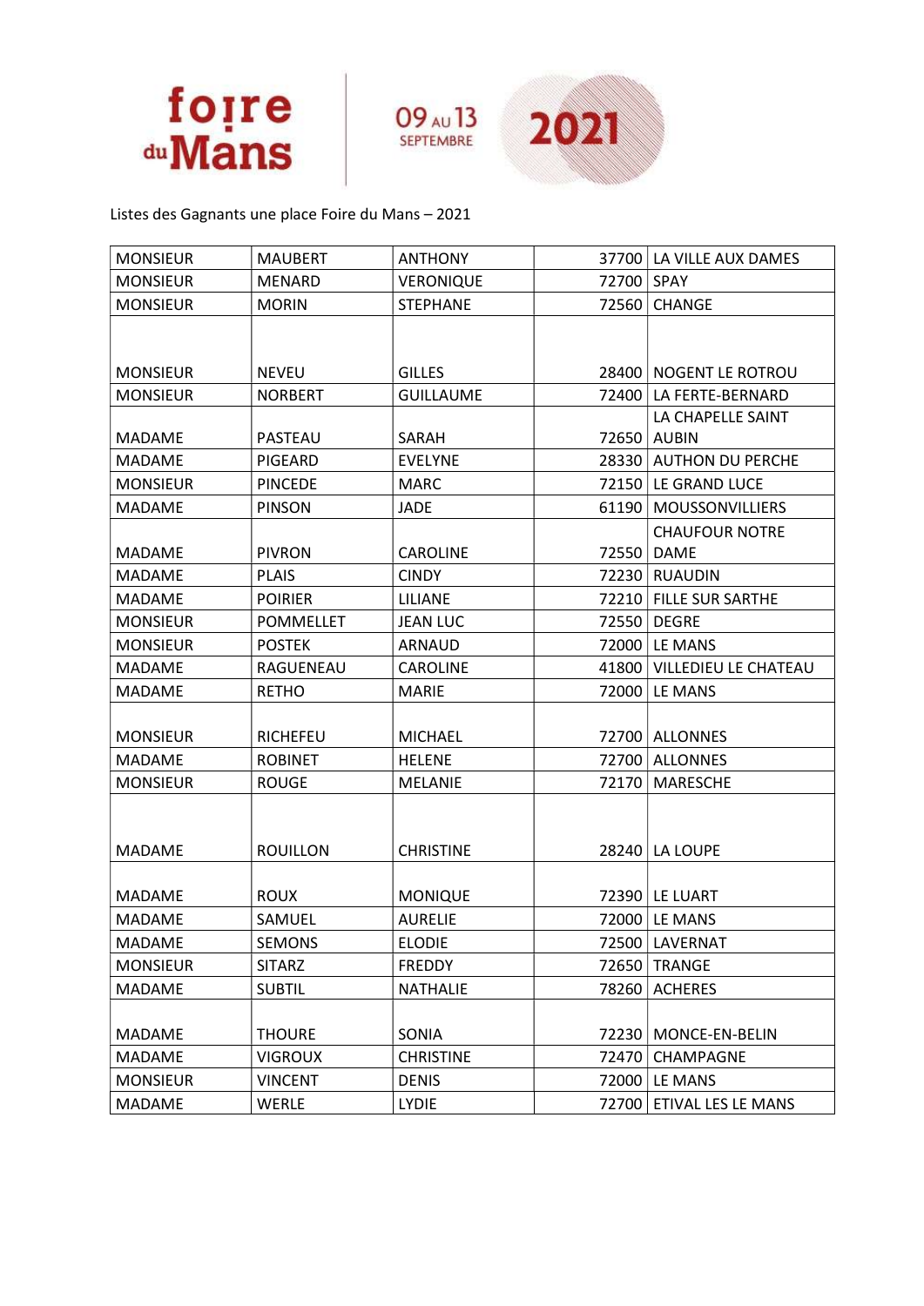foire du Mans | 09 AU 13 SEPTEMBRE 2021

Listes des Gagnants une place Foire du Mans – 2021

| | | | | |
|---|---|---|---|---|
| MONSIEUR | MAUBERT | ANTHONY | 37700 | LA VILLE AUX DAMES |
| MONSIEUR | MENARD | VERONIQUE | 72700 | SPAY |
| MONSIEUR | MORIN | STEPHANE | 72560 | CHANGE |
| MONSIEUR | NEVEU | GILLES | 28400 | NOGENT LE ROTROU |
| MONSIEUR | NORBERT | GUILLAUME | 72400 | LA FERTE-BERNARD |
| MADAME | PASTEAU | SARAH | 72650 | LA CHAPELLE SAINT AUBIN |
| MADAME | PIGEARD | EVELYNE | 28330 | AUTHON DU PERCHE |
| MONSIEUR | PINCEDE | MARC | 72150 | LE GRAND LUCE |
| MADAME | PINSON | JADE | 61190 | MOUSSONVILLIERS |
| MADAME | PIVRON | CAROLINE | 72550 | CHAUFOUR NOTRE DAME |
| MADAME | PLAIS | CINDY | 72230 | RUAUDIN |
| MADAME | POIRIER | LILIANE | 72210 | FILLE SUR SARTHE |
| MONSIEUR | POMMELLET | JEAN LUC | 72550 | DEGRE |
| MONSIEUR | POSTEK | ARNAUD | 72000 | LE MANS |
| MADAME | RAGUENEAU | CAROLINE | 41800 | VILLEDIEU LE CHATEAU |
| MADAME | RETHO | MARIE | 72000 | LE MANS |
| MONSIEUR | RICHEFEU | MICHAEL | 72700 | ALLONNES |
| MADAME | ROBINET | HELENE | 72700 | ALLONNES |
| MONSIEUR | ROUGE | MELANIE | 72170 | MARESCHE |
| MADAME | ROUILLON | CHRISTINE | 28240 | LA LOUPE |
| MADAME | ROUX | MONIQUE | 72390 | LE LUART |
| MADAME | SAMUEL | AURELIE | 72000 | LE MANS |
| MADAME | SEMONS | ELODIE | 72500 | LAVERNAT |
| MONSIEUR | SITARZ | FREDDY | 72650 | TRANGE |
| MADAME | SUBTIL | NATHALIE | 78260 | ACHERES |
| MADAME | THOURE | SONIA | 72230 | MONCE-EN-BELIN |
| MADAME | VIGROUX | CHRISTINE | 72470 | CHAMPAGNE |
| MONSIEUR | VINCENT | DENIS | 72000 | LE MANS |
| MADAME | WERLE | LYDIE | 72700 | ETIVAL LES LE MANS |